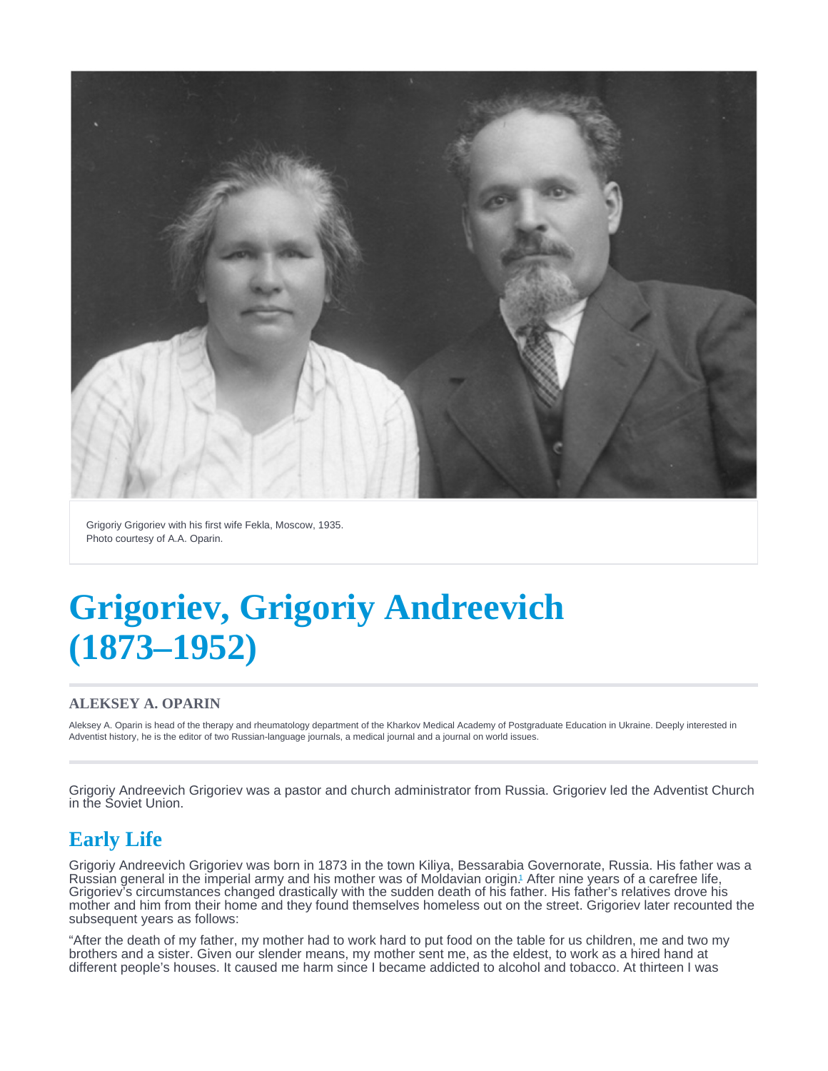Grigoriy Grigoriev with his first wife Fekla, Moscow, 1935.
Photo courtesy of A.A. Oparin.

# Grigoriev, Grigoriy Andreevich (1873–1952)

### ALEKSEY A. OPARIN

Aleksey A. Oparin is head of the therapy and rheumatology department of the Kharkov Medical Academy of Postgraduate Education in Ukraine. Deeply interested in Adventist history, he is the editor of two Russian-language journals, a medical journal and a journal on world issues.

Grigoriy Andreevich Grigoriev was a pastor and church administrator from Russia. Grigoriev led the Adventist Church in the Soviet Union.

## Early Life

Grigoriy Andreevich Grigoriev was born in 1873 in the town Kiliya, Bessarabia Governorate, Russia. His father was a Russian general in the imperial army and his mother was of Moldavian origin.[1] After nine years of a carefree life, Grigoriev's circumstances changed drastically with the sudden death of his father. His father's relatives drove his mother and him from their home and they found themselves homeless out on the street. Grigoriev later recounted the subsequent years as follows:

"After the death of my father, my mother had to work hard to put food on the table for us children, me and two my brothers and a sister. Given our slender means, my mother sent me, as the eldest, to work as a hired hand at different people's houses. It caused me harm since I became addicted to alcohol and tobacco. At thirteen I was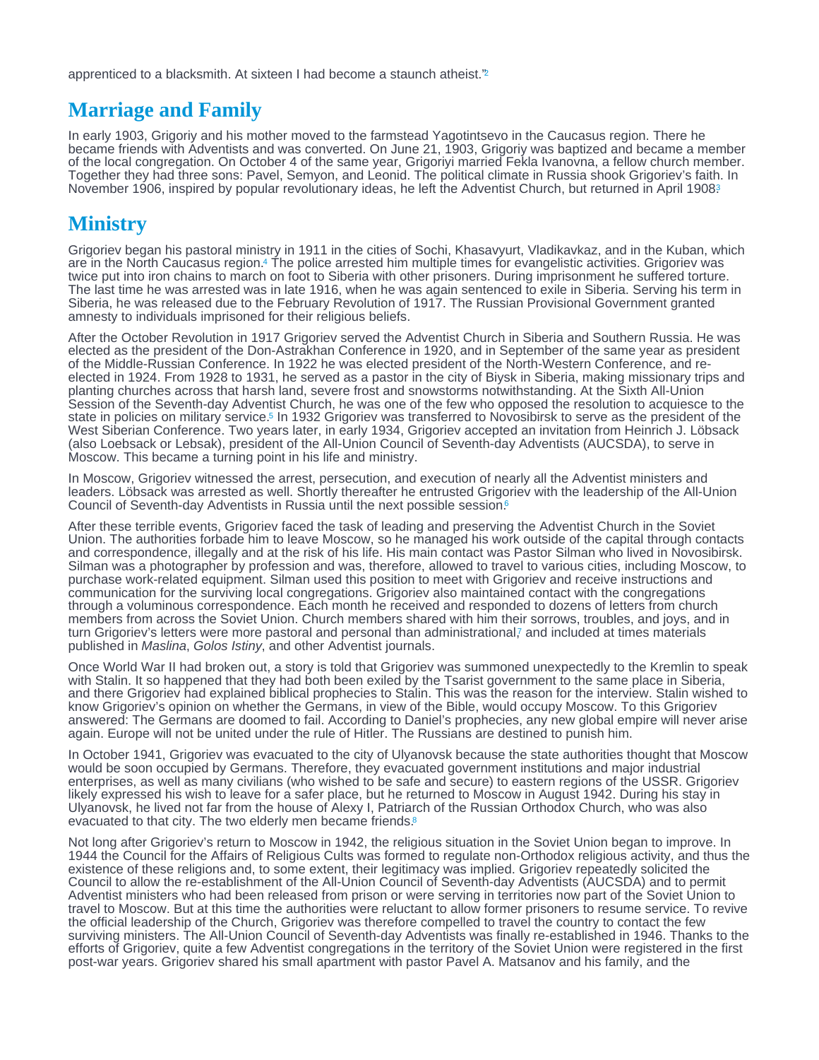apprenticed to a blacksmith. At sixteen I had become a staunch atheist."[2]

## Marriage and Family

In early 1903, Grigoriy and his mother moved to the farmstead Yagotintsevo in the Caucasus region. There he became friends with Adventists and was converted. On June 21, 1903, Grigoriy was baptized and became a member of the local congregation. On October 4 of the same year, Grigoriyi married Fekla Ivanovna, a fellow church member. Together they had three sons: Pavel, Semyon, and Leonid. The political climate in Russia shook Grigoriev's faith. In November 1906, inspired by popular revolutionary ideas, he left the Adventist Church, but returned in April 1908.[3]

## Ministry

Grigoriev began his pastoral ministry in 1911 in the cities of Sochi, Khasavyurt, Vladikavkaz, and in the Kuban, which are in the North Caucasus region.[4] The police arrested him multiple times for evangelistic activities. Grigoriev was twice put into iron chains to march on foot to Siberia with other prisoners. During imprisonment he suffered torture. The last time he was arrested was in late 1916, when he was again sentenced to exile in Siberia. Serving his term in Siberia, he was released due to the February Revolution of 1917. The Russian Provisional Government granted amnesty to individuals imprisoned for their religious beliefs.

After the October Revolution in 1917 Grigoriev served the Adventist Church in Siberia and Southern Russia. He was elected as the president of the Don-Astrakhan Conference in 1920, and in September of the same year as president of the Middle-Russian Conference. In 1922 he was elected president of the North-Western Conference, and re-elected in 1924. From 1928 to 1931, he served as a pastor in the city of Biysk in Siberia, making missionary trips and planting churches across that harsh land, severe frost and snowstorms notwithstanding. At the Sixth All-Union Session of the Seventh-day Adventist Church, he was one of the few who opposed the resolution to acquiesce to the state in policies on military service.[5] In 1932 Grigoriev was transferred to Novosibirsk to serve as the president of the West Siberian Conference. Two years later, in early 1934, Grigoriev accepted an invitation from Heinrich J. Löbsack (also Loebsack or Lebsak), president of the All-Union Council of Seventh-day Adventists (AUCSDA), to serve in Moscow. This became a turning point in his life and ministry.

In Moscow, Grigoriev witnessed the arrest, persecution, and execution of nearly all the Adventist ministers and leaders. Löbsack was arrested as well. Shortly thereafter he entrusted Grigoriev with the leadership of the All-Union Council of Seventh-day Adventists in Russia until the next possible session.[6]

After these terrible events, Grigoriev faced the task of leading and preserving the Adventist Church in the Soviet Union. The authorities forbade him to leave Moscow, so he managed his work outside of the capital through contacts and correspondence, illegally and at the risk of his life. His main contact was Pastor Silman who lived in Novosibirsk. Silman was a photographer by profession and was, therefore, allowed to travel to various cities, including Moscow, to purchase work-related equipment. Silman used this position to meet with Grigoriev and receive instructions and communication for the surviving local congregations. Grigoriev also maintained contact with the congregations through a voluminous correspondence. Each month he received and responded to dozens of letters from church members from across the Soviet Union. Church members shared with him their sorrows, troubles, and joys, and in turn Grigoriev's letters were more pastoral and personal than administrational,[7] and included at times materials published in *Maslina*, *Golos Istiny*, and other Adventist journals.

Once World War II had broken out, a story is told that Grigoriev was summoned unexpectedly to the Kremlin to speak with Stalin. It so happened that they had both been exiled by the Tsarist government to the same place in Siberia, and there Grigoriev had explained biblical prophecies to Stalin. This was the reason for the interview. Stalin wished to know Grigoriev's opinion on whether the Germans, in view of the Bible, would occupy Moscow. To this Grigoriev answered: The Germans are doomed to fail. According to Daniel's prophecies, any new global empire will never arise again. Europe will not be united under the rule of Hitler. The Russians are destined to punish him.

In October 1941, Grigoriev was evacuated to the city of Ulyanovsk because the state authorities thought that Moscow would be soon occupied by Germans. Therefore, they evacuated government institutions and major industrial enterprises, as well as many civilians (who wished to be safe and secure) to eastern regions of the USSR. Grigoriev likely expressed his wish to leave for a safer place, but he returned to Moscow in August 1942. During his stay in Ulyanovsk, he lived not far from the house of Alexy I, Patriarch of the Russian Orthodox Church, who was also evacuated to that city. The two elderly men became friends.[8]

Not long after Grigoriev's return to Moscow in 1942, the religious situation in the Soviet Union began to improve. In 1944 the Council for the Affairs of Religious Cults was formed to regulate non-Orthodox religious activity, and thus the existence of these religions and, to some extent, their legitimacy was implied. Grigoriev repeatedly solicited the Council to allow the re-establishment of the All-Union Council of Seventh-day Adventists (AUCSDA) and to permit Adventist ministers who had been released from prison or were serving in territories now part of the Soviet Union to travel to Moscow. But at this time the authorities were reluctant to allow former prisoners to resume service. To revive the official leadership of the Church, Grigoriev was therefore compelled to travel the country to contact the few surviving ministers. The All-Union Council of Seventh-day Adventists was finally re-established in 1946. Thanks to the efforts of Grigoriev, quite a few Adventist congregations in the territory of the Soviet Union were registered in the first post-war years. Grigoriev shared his small apartment with pastor Pavel A. Matsanov and his family, and the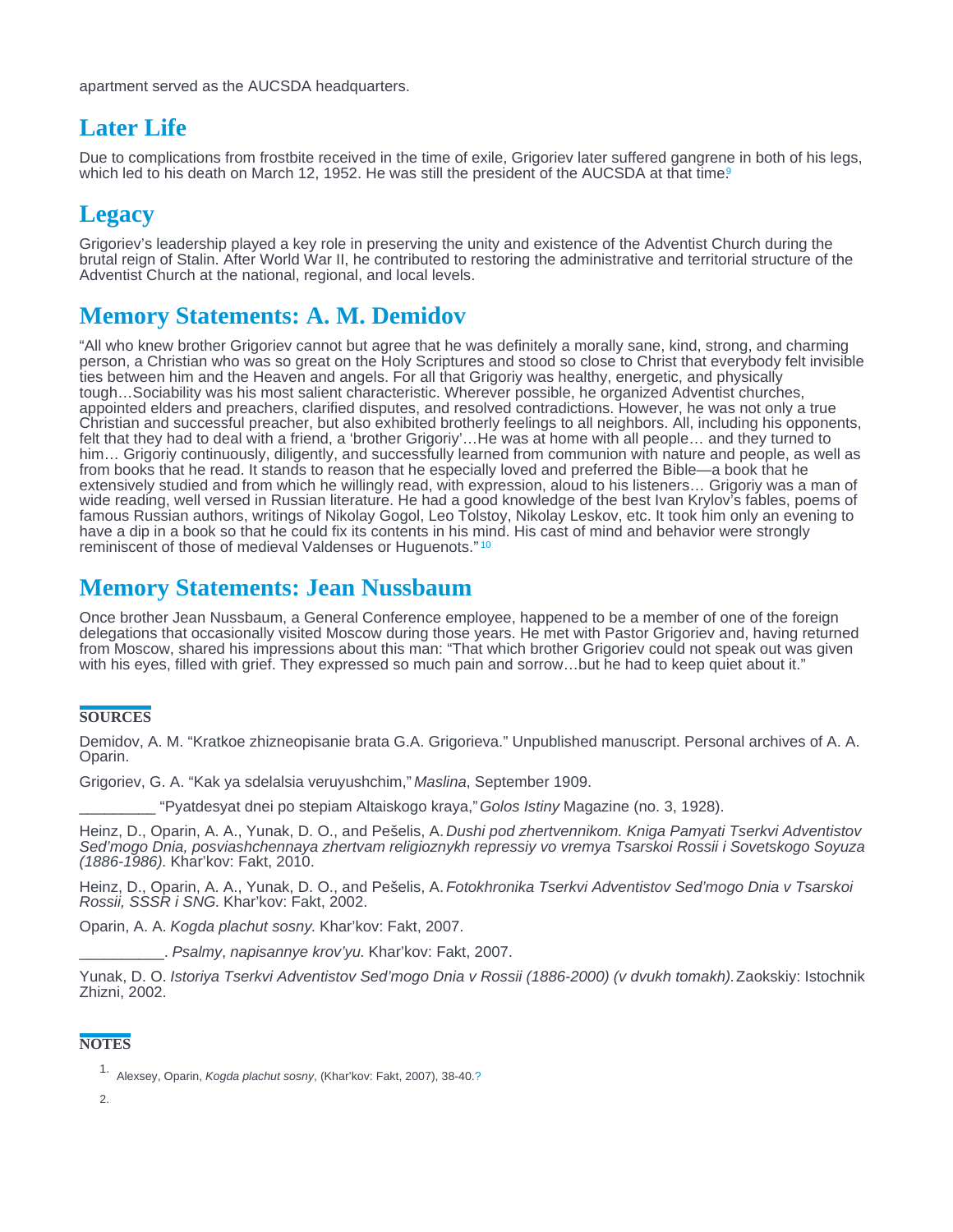apartment served as the AUCSDA headquarters.

## Later Life

Due to complications from frostbite received in the time of exile, Grigoriev later suffered gangrene in both of his legs, which led to his death on March 12, 1952. He was still the president of the AUCSDA at that time.[9]

## Legacy

Grigoriev's leadership played a key role in preserving the unity and existence of the Adventist Church during the brutal reign of Stalin. After World War II, he contributed to restoring the administrative and territorial structure of the Adventist Church at the national, regional, and local levels.

## Memory Statements: A. M. Demidov

"All who knew brother Grigoriev cannot but agree that he was definitely a morally sane, kind, strong, and charming person, a Christian who was so great on the Holy Scriptures and stood so close to Christ that everybody felt invisible ties between him and the Heaven and angels. For all that Grigoriy was healthy, energetic, and physically tough…Sociability was his most salient characteristic. Wherever possible, he organized Adventist churches, appointed elders and preachers, clarified disputes, and resolved contradictions. However, he was not only a true Christian and successful preacher, but also exhibited brotherly feelings to all neighbors. All, including his opponents, felt that they had to deal with a friend, a 'brother Grigoriy'…He was at home with all people… and they turned to him… Grigoriy continuously, diligently, and successfully learned from communion with nature and people, as well as from books that he read. It stands to reason that he especially loved and preferred the Bible—a book that he extensively studied and from which he willingly read, with expression, aloud to his listeners… Grigoriy was a man of wide reading, well versed in Russian literature. He had a good knowledge of the best Ivan Krylov's fables, poems of famous Russian authors, writings of Nikolay Gogol, Leo Tolstoy, Nikolay Leskov, etc. It took him only an evening to have a dip in a book so that he could fix its contents in his mind. His cast of mind and behavior were strongly reminiscent of those of medieval Valdenses or Huguenots."[10]

## Memory Statements: Jean Nussbaum

Once brother Jean Nussbaum, a General Conference employee, happened to be a member of one of the foreign delegations that occasionally visited Moscow during those years. He met with Pastor Grigoriev and, having returned from Moscow, shared his impressions about this man: "That which brother Grigoriev could not speak out was given with his eyes, filled with grief. They expressed so much pain and sorrow…but he had to keep quiet about it."

### SOURCES

Demidov, A. M. "Kratkoe zhizneopisanie brata G.A. Grigorieva." Unpublished manuscript. Personal archives of A. A. Oparin.

Grigoriev, G. A. "Kak ya sdelalsia veruyushchim," *Maslina*, September 1909.

_________ "Pyatdesyat dnei po stepiam Altaiskogo kraya," *Golos Istiny* Magazine (no. 3, 1928).

Heinz, D., Oparin, A. A., Yunak, D. O., and Pešelis, A. *Dushi pod zhertvennikom. Kniga Pamyati Tserkvi Adventistov Sed'mogo Dnia, posviashchennaya zhertvam religioznykh repressiy vo vremya Tsarskoi Rossii i Sovetskogo Soyuza (1886-1986).* Khar'kov: Fakt, 2010.

Heinz, D., Oparin, A. A., Yunak, D. O., and Pešelis, A. *Fotokhronika Tserkvi Adventistov Sed'mogo Dnia v Tsarskoi Rossii, SSSR i SNG.* Khar'kov: Fakt, 2002.

Oparin, A. A. *Kogda plachut sosny.* Khar'kov: Fakt, 2007.

__________. *Psalmy*, *napisannye krov'yu.* Khar'kov: Fakt, 2007.

Yunak, D. O. *Istoriya Tserkvi Adventistov Sed'mogo Dnia v Rossii (1886-2000) (v dvukh tomakh).* Zaokskiy: Istochnik Zhizni, 2002.

### NOTES

1. Alexsey, Oparin, *Kogda plachut sosny*, (Khar'kov: Fakt, 2007), 38-40.?

2.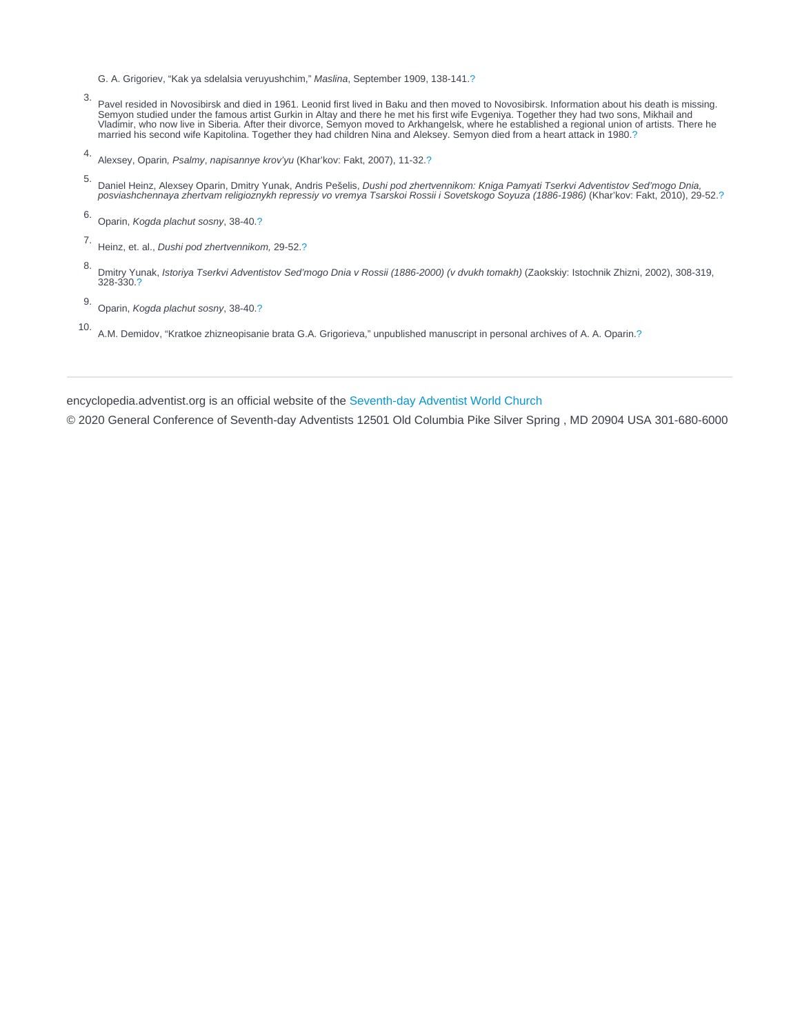G. A. Grigoriev, “Kak ya sdelalsia veruyushchim,” *Maslina*, September 1909, 138-141.?

3. Pavel resided in Novosibirsk and died in 1961. Leonid first lived in Baku and then moved to Novosibirsk. Information about his death is missing. Semyon studied under the famous artist Gurkin in Altay and there he met his first wife Evgeniya. Together they had two sons, Mikhail and Vladimir, who now live in Siberia. After their divorce, Semyon moved to Arkhangelsk, where he established a regional union of artists. There he married his second wife Kapitolina. Together they had children Nina and Aleksey. Semyon died from a heart attack in 1980.?

4. Alexsey, Oparin*, Psalmy*, *napisannye krov'yu* (Khar'kov: Fakt, 2007), 11-32.?

5. Daniel Heinz, Alexsey Oparin, Dmitry Yunak, Andris Pešelis, *Dushi pod zhertvennikom: Kniga Pamyati Tserkvi Adventistov Sed'mogo Dnia, posviashchennaya zhertvam religioznykh repressiy vo vremya Tsarskoi Rossii i Sovetskogo Soyuza (1886-1986)* (Khar'kov: Fakt, 2010), 29-52.?

6. Oparin, *Kogda plachut sosny*, 38-40.?

7. Heinz, et. al., *Dushi pod zhertvennikom,* 29-52.?

8. Dmitry Yunak, *Istoriya Tserkvi Adventistov Sed'mogo Dnia v Rossii (1886-2000) (v dvukh tomakh)* (Zaokskiy: Istochnik Zhizni, 2002), 308-319, 328-330.?

9. Oparin, *Kogda plachut sosny*, 38-40.?

10. A.M. Demidov, “Kratkoe zhizneopisanie brata G.A. Grigorieva,” unpublished manuscript in personal archives of A. A. Oparin.?

---

encyclopedia.adventist.org is an official website of the Seventh-day Adventist World Church

© 2020 General Conference of Seventh-day Adventists 12501 Old Columbia Pike Silver Spring , MD 20904 USA 301-680-6000